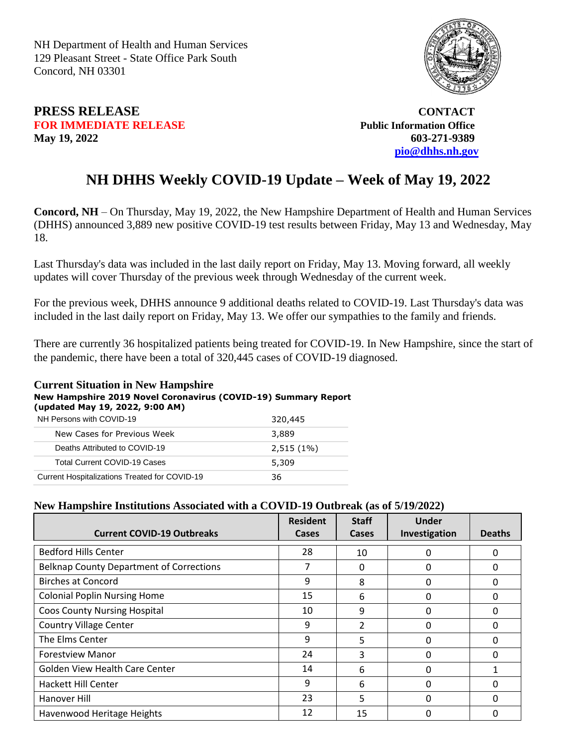NH Department of Health and Human Services
129 Pleasant Street - State Office Park South
Concord, NH 03301

**PRESS RELEASE**
**FOR IMMEDIATE RELEASE**
**May 19, 2022**

**CONTACT**
**Public Information Office**
**603-271-9389**
**pio@dhhs.nh.gov**

# NH DHHS Weekly COVID-19 Update – Week of May 19, 2022

**Concord, NH** – On Thursday, May 19, 2022, the New Hampshire Department of Health and Human Services (DHHS) announced 3,889 new positive COVID-19 test results between Friday, May 13 and Wednesday, May 18.

Last Thursday's data was included in the last daily report on Friday, May 13. Moving forward, all weekly updates will cover Thursday of the previous week through Wednesday of the current week.

For the previous week, DHHS announce 9 additional deaths related to COVID-19. Last Thursday's data was included in the last daily report on Friday, May 13. We offer our sympathies to the family and friends.

There are currently 36 hospitalized patients being treated for COVID-19. In New Hampshire, since the start of the pandemic, there have been a total of 320,445 cases of COVID-19 diagnosed.

## Current Situation in New Hampshire

**New Hampshire 2019 Novel Coronavirus (COVID-19) Summary Report (updated May 19, 2022, 9:00 AM)**

| | |
|---|---|
| NH Persons with COVID-19 | 320,445 |
| New Cases for Previous Week | 3,889 |
| Deaths Attributed to COVID-19 | 2,515 (1%) |
| Total Current COVID-19 Cases | 5,309 |
| Current Hospitalizations Treated for COVID-19 | 36 |

## New Hampshire Institutions Associated with a COVID-19 Outbreak (as of 5/19/2022)

| Current COVID-19 Outbreaks | Resident Cases | Staff Cases | Under Investigation | Deaths |
|---|---|---|---|---|
| Bedford Hills Center | 28 | 10 | 0 | 0 |
| Belknap County Department of Corrections | 7 | 0 | 0 | 0 |
| Birches at Concord | 9 | 8 | 0 | 0 |
| Colonial Poplin Nursing Home | 15 | 6 | 0 | 0 |
| Coos County Nursing Hospital | 10 | 9 | 0 | 0 |
| Country Village Center | 9 | 2 | 0 | 0 |
| The Elms Center | 9 | 5 | 0 | 0 |
| Forestview Manor | 24 | 3 | 0 | 0 |
| Golden View Health Care Center | 14 | 6 | 0 | 1 |
| Hackett Hill Center | 9 | 6 | 0 | 0 |
| Hanover Hill | 23 | 5 | 0 | 0 |
| Havenwood Heritage Heights | 12 | 15 | 0 | 0 |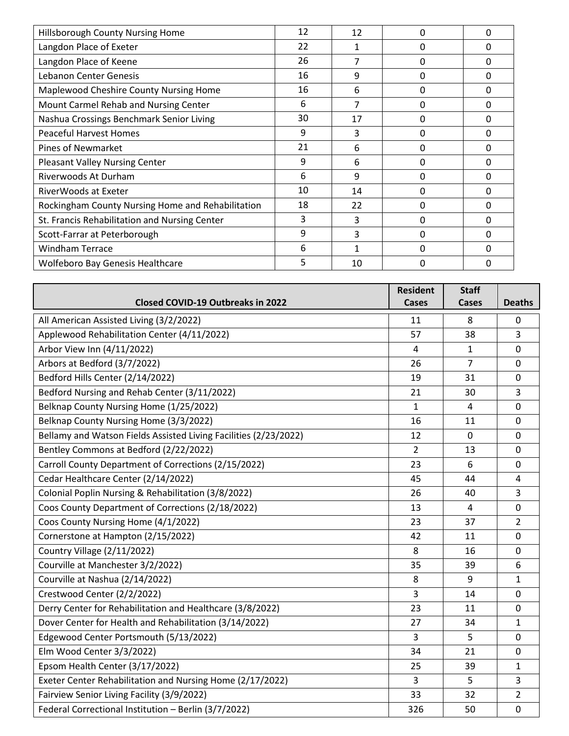| | | | | |
|---|---|---|---|---|
| Hillsborough County Nursing Home | 12 | 12 | 0 | 0 |
| Langdon Place of Exeter | 22 | 1 | 0 | 0 |
| Langdon Place of Keene | 26 | 7 | 0 | 0 |
| Lebanon Center Genesis | 16 | 9 | 0 | 0 |
| Maplewood Cheshire County Nursing Home | 16 | 6 | 0 | 0 |
| Mount Carmel Rehab and Nursing Center | 6 | 7 | 0 | 0 |
| Nashua Crossings Benchmark Senior Living | 30 | 17 | 0 | 0 |
| Peaceful Harvest Homes | 9 | 3 | 0 | 0 |
| Pines of Newmarket | 21 | 6 | 0 | 0 |
| Pleasant Valley Nursing Center | 9 | 6 | 0 | 0 |
| Riverwoods At Durham | 6 | 9 | 0 | 0 |
| RiverWoods at Exeter | 10 | 14 | 0 | 0 |
| Rockingham County Nursing Home and Rehabilitation | 18 | 22 | 0 | 0 |
| St. Francis Rehabilitation and Nursing Center | 3 | 3 | 0 | 0 |
| Scott-Farrar at Peterborough | 9 | 3 | 0 | 0 |
| Windham Terrace | 6 | 1 | 0 | 0 |
| Wolfeboro Bay Genesis Healthcare | 5 | 10 | 0 | 0 |

| Closed COVID-19 Outbreaks in 2022 | Resident Cases | Staff Cases | Deaths |
|---|---|---|---|
| All American Assisted Living (3/2/2022) | 11 | 8 | 0 |
| Applewood Rehabilitation Center (4/11/2022) | 57 | 38 | 3 |
| Arbor View Inn (4/11/2022) | 4 | 1 | 0 |
| Arbors at Bedford (3/7/2022) | 26 | 7 | 0 |
| Bedford Hills Center (2/14/2022) | 19 | 31 | 0 |
| Bedford Nursing and Rehab Center (3/11/2022) | 21 | 30 | 3 |
| Belknap County Nursing Home (1/25/2022) | 1 | 4 | 0 |
| Belknap County Nursing Home (3/3/2022) | 16 | 11 | 0 |
| Bellamy and Watson Fields Assisted Living Facilities (2/23/2022) | 12 | 0 | 0 |
| Bentley Commons at Bedford (2/22/2022) | 2 | 13 | 0 |
| Carroll County Department of Corrections (2/15/2022) | 23 | 6 | 0 |
| Cedar Healthcare Center (2/14/2022) | 45 | 44 | 4 |
| Colonial Poplin Nursing & Rehabilitation (3/8/2022) | 26 | 40 | 3 |
| Coos County Department of Corrections (2/18/2022) | 13 | 4 | 0 |
| Coos County Nursing Home (4/1/2022) | 23 | 37 | 2 |
| Cornerstone at Hampton (2/15/2022) | 42 | 11 | 0 |
| Country Village (2/11/2022) | 8 | 16 | 0 |
| Courville at Manchester 3/2/2022) | 35 | 39 | 6 |
| Courville at Nashua (2/14/2022) | 8 | 9 | 1 |
| Crestwood Center (2/2/2022) | 3 | 14 | 0 |
| Derry Center for Rehabilitation and Healthcare (3/8/2022) | 23 | 11 | 0 |
| Dover Center for Health and Rehabilitation (3/14/2022) | 27 | 34 | 1 |
| Edgewood Center Portsmouth (5/13/2022) | 3 | 5 | 0 |
| Elm Wood Center 3/3/2022) | 34 | 21 | 0 |
| Epsom Health Center (3/17/2022) | 25 | 39 | 1 |
| Exeter Center Rehabilitation and Nursing Home (2/17/2022) | 3 | 5 | 3 |
| Fairview Senior Living Facility (3/9/2022) | 33 | 32 | 2 |
| Federal Correctional Institution – Berlin (3/7/2022) | 326 | 50 | 0 |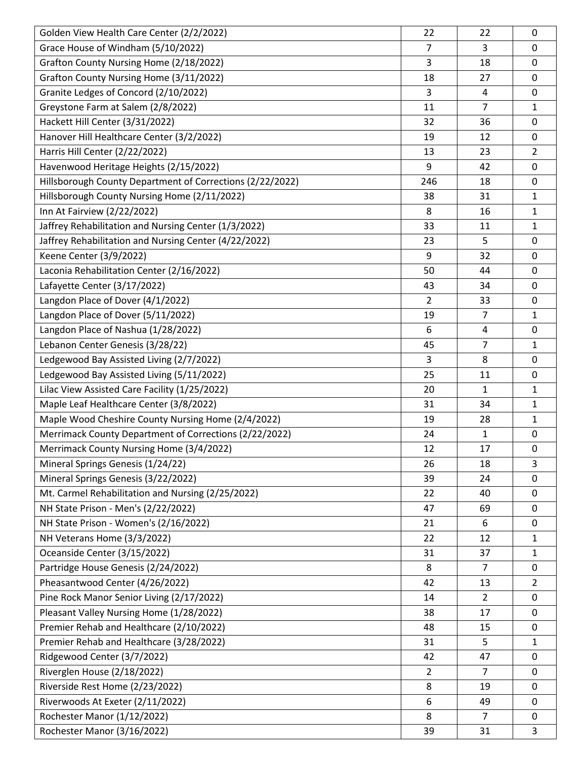| | | | |
|---|---|---|---|
| Golden View Health Care Center (2/2/2022) | 22 | 22 | 0 |
| Grace House of Windham (5/10/2022) | 7 | 3 | 0 |
| Grafton County Nursing Home (2/18/2022) | 3 | 18 | 0 |
| Grafton County Nursing Home (3/11/2022) | 18 | 27 | 0 |
| Granite Ledges of Concord (2/10/2022) | 3 | 4 | 0 |
| Greystone Farm at Salem (2/8/2022) | 11 | 7 | 1 |
| Hackett Hill Center (3/31/2022) | 32 | 36 | 0 |
| Hanover Hill Healthcare Center (3/2/2022) | 19 | 12 | 0 |
| Harris Hill Center (2/22/2022) | 13 | 23 | 2 |
| Havenwood Heritage Heights (2/15/2022) | 9 | 42 | 0 |
| Hillsborough County Department of Corrections (2/22/2022) | 246 | 18 | 0 |
| Hillsborough County Nursing Home (2/11/2022) | 38 | 31 | 1 |
| Inn At Fairview (2/22/2022) | 8 | 16 | 1 |
| Jaffrey Rehabilitation and Nursing Center (1/3/2022) | 33 | 11 | 1 |
| Jaffrey Rehabilitation and Nursing Center (4/22/2022) | 23 | 5 | 0 |
| Keene Center (3/9/2022) | 9 | 32 | 0 |
| Laconia Rehabilitation Center (2/16/2022) | 50 | 44 | 0 |
| Lafayette Center (3/17/2022) | 43 | 34 | 0 |
| Langdon Place of Dover (4/1/2022) | 2 | 33 | 0 |
| Langdon Place of Dover (5/11/2022) | 19 | 7 | 1 |
| Langdon Place of Nashua (1/28/2022) | 6 | 4 | 0 |
| Lebanon Center Genesis (3/28/22) | 45 | 7 | 1 |
| Ledgewood Bay Assisted Living (2/7/2022) | 3 | 8 | 0 |
| Ledgewood Bay Assisted Living (5/11/2022) | 25 | 11 | 0 |
| Lilac View Assisted Care Facility (1/25/2022) | 20 | 1 | 1 |
| Maple Leaf Healthcare Center (3/8/2022) | 31 | 34 | 1 |
| Maple Wood Cheshire County Nursing Home (2/4/2022) | 19 | 28 | 1 |
| Merrimack County Department of Corrections (2/22/2022) | 24 | 1 | 0 |
| Merrimack County Nursing Home (3/4/2022) | 12 | 17 | 0 |
| Mineral Springs Genesis (1/24/22) | 26 | 18 | 3 |
| Mineral Springs Genesis (3/22/2022) | 39 | 24 | 0 |
| Mt. Carmel Rehabilitation and Nursing (2/25/2022) | 22 | 40 | 0 |
| NH State Prison - Men's (2/22/2022) | 47 | 69 | 0 |
| NH State Prison - Women's (2/16/2022) | 21 | 6 | 0 |
| NH Veterans Home (3/3/2022) | 22 | 12 | 1 |
| Oceanside Center (3/15/2022) | 31 | 37 | 1 |
| Partridge House Genesis (2/24/2022) | 8 | 7 | 0 |
| Pheasantwood Center (4/26/2022) | 42 | 13 | 2 |
| Pine Rock Manor Senior Living (2/17/2022) | 14 | 2 | 0 |
| Pleasant Valley Nursing Home (1/28/2022) | 38 | 17 | 0 |
| Premier Rehab and Healthcare (2/10/2022) | 48 | 15 | 0 |
| Premier Rehab and Healthcare (3/28/2022) | 31 | 5 | 1 |
| Ridgewood Center (3/7/2022) | 42 | 47 | 0 |
| Riverglen House (2/18/2022) | 2 | 7 | 0 |
| Riverside Rest Home (2/23/2022) | 8 | 19 | 0 |
| Riverwoods At Exeter (2/11/2022) | 6 | 49 | 0 |
| Rochester Manor (1/12/2022) | 8 | 7 | 0 |
| Rochester Manor (3/16/2022) | 39 | 31 | 3 |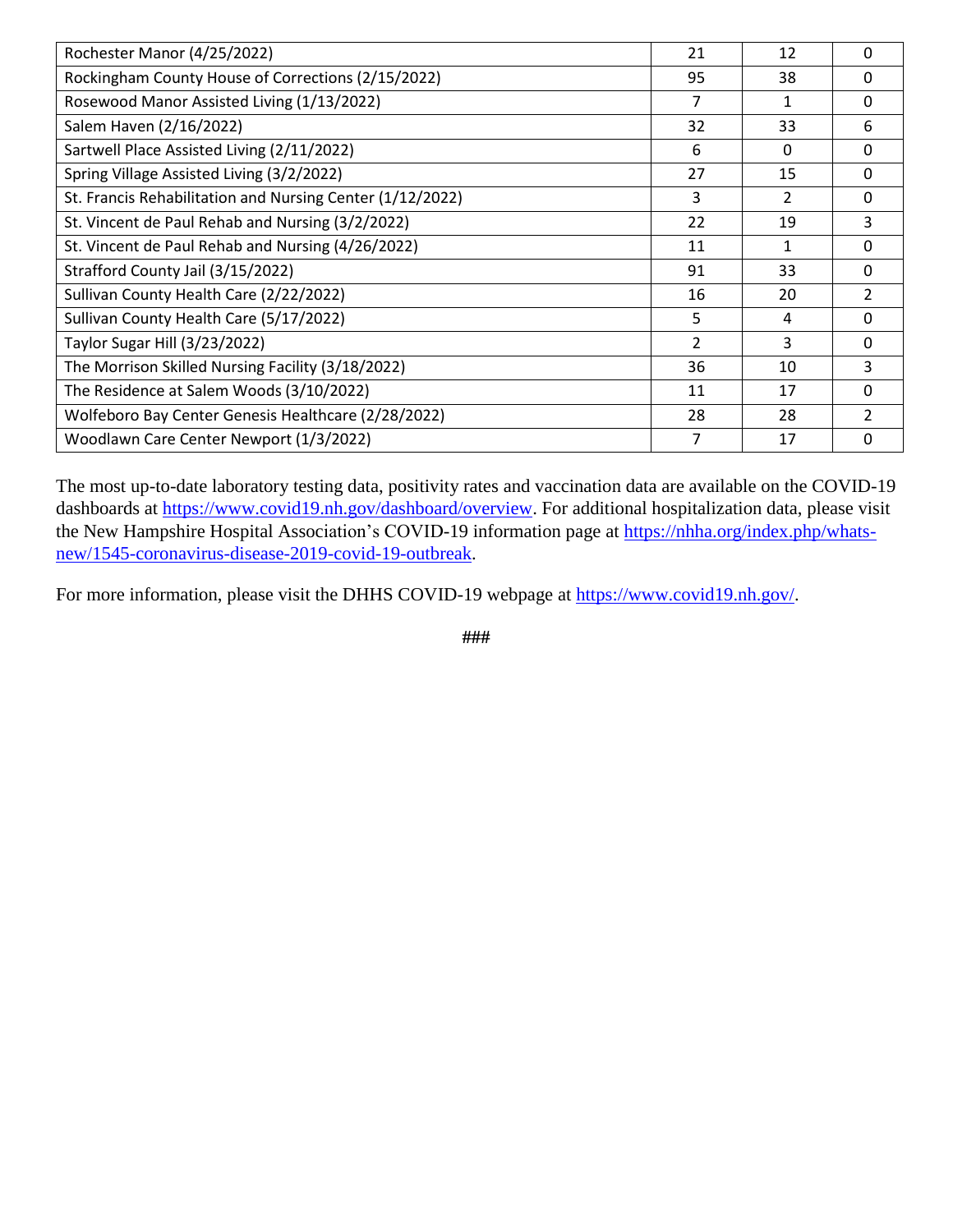| | | | |
|---|---|---|---|
| Rochester Manor (4/25/2022) | 21 | 12 | 0 |
| Rockingham County House of Corrections (2/15/2022) | 95 | 38 | 0 |
| Rosewood Manor Assisted Living (1/13/2022) | 7 | 1 | 0 |
| Salem Haven (2/16/2022) | 32 | 33 | 6 |
| Sartwell Place Assisted Living (2/11/2022) | 6 | 0 | 0 |
| Spring Village Assisted Living (3/2/2022) | 27 | 15 | 0 |
| St. Francis Rehabilitation and Nursing Center (1/12/2022) | 3 | 2 | 0 |
| St. Vincent de Paul Rehab and Nursing (3/2/2022) | 22 | 19 | 3 |
| St. Vincent de Paul Rehab and Nursing (4/26/2022) | 11 | 1 | 0 |
| Strafford County Jail (3/15/2022) | 91 | 33 | 0 |
| Sullivan County Health Care (2/22/2022) | 16 | 20 | 2 |
| Sullivan County Health Care (5/17/2022) | 5 | 4 | 0 |
| Taylor Sugar Hill (3/23/2022) | 2 | 3 | 0 |
| The Morrison Skilled Nursing Facility (3/18/2022) | 36 | 10 | 3 |
| The Residence at Salem Woods (3/10/2022) | 11 | 17 | 0 |
| Wolfeboro Bay Center Genesis Healthcare (2/28/2022) | 28 | 28 | 2 |
| Woodlawn Care Center Newport (1/3/2022) | 7 | 17 | 0 |

The most up-to-date laboratory testing data, positivity rates and vaccination data are available on the COVID-19 dashboards at https://www.covid19.nh.gov/dashboard/overview. For additional hospitalization data, please visit the New Hampshire Hospital Association's COVID-19 information page at https://nhha.org/index.php/whats-new/1545-coronavirus-disease-2019-covid-19-outbreak.

For more information, please visit the DHHS COVID-19 webpage at https://www.covid19.nh.gov/.

###